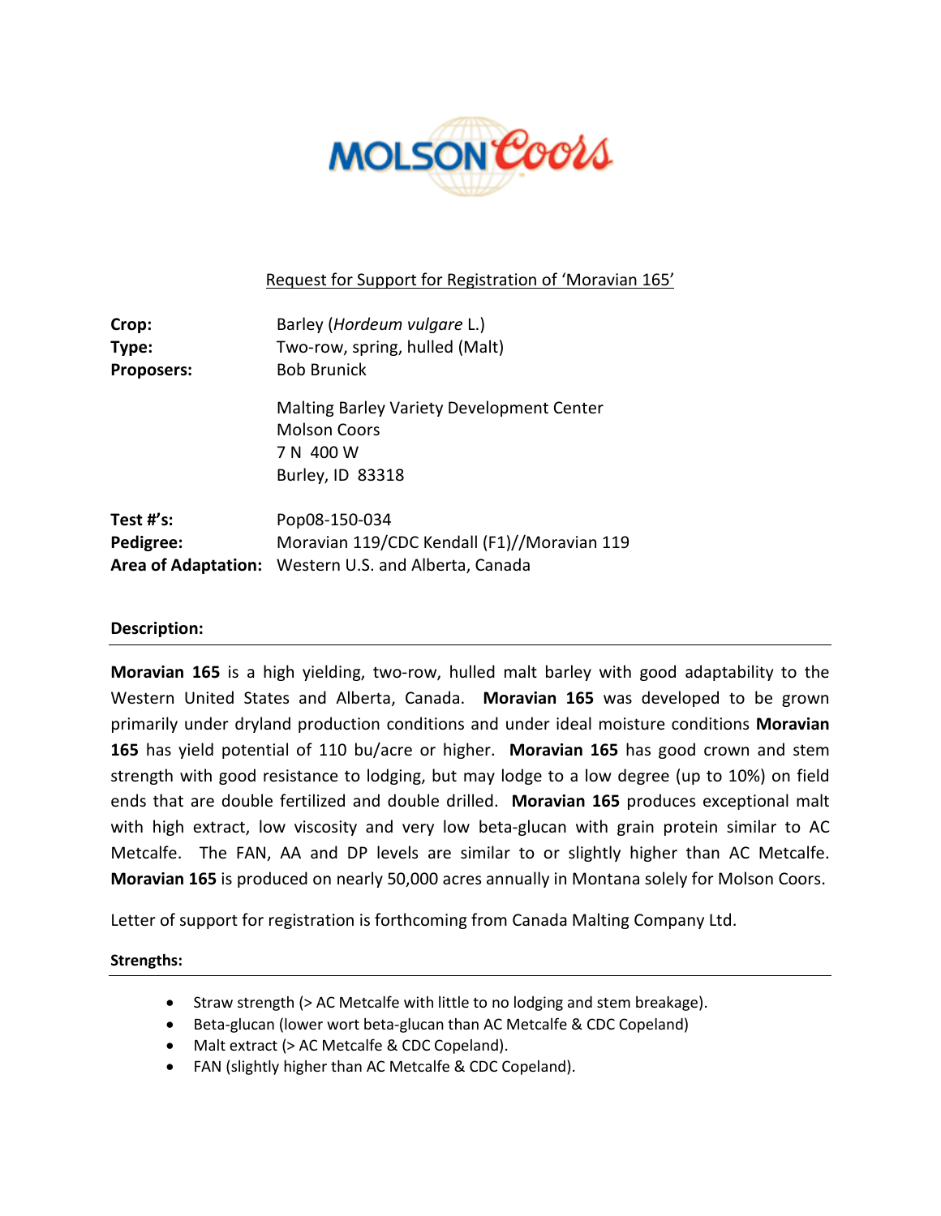MOLSON Coors

Request for Support for Registration of 'Moravian 165'

**Crop:** Barley (*Hordeum vulgare* L.)
**Type:** Two-row, spring, hulled (Malt)
**Proposers:** Bob Brunick

Malting Barley Variety Development Center
Molson Coors
7 N 400 W
Burley, ID 83318

**Test #'s:** Pop08-150-034
**Pedigree:** Moravian 119/CDC Kendall (F1)//Moravian 119
**Area of Adaptation:** Western U.S. and Alberta, Canada

## Description:

**Moravian 165** is a high yielding, two-row, hulled malt barley with good adaptability to the Western United States and Alberta, Canada. **Moravian 165** was developed to be grown primarily under dryland production conditions and under ideal moisture conditions **Moravian 165** has yield potential of 110 bu/acre or higher. **Moravian 165** has good crown and stem strength with good resistance to lodging, but may lodge to a low degree (up to 10%) on field ends that are double fertilized and double drilled. **Moravian 165** produces exceptional malt with high extract, low viscosity and very low beta-glucan with grain protein similar to AC Metcalfe. The FAN, AA and DP levels are similar to or slightly higher than AC Metcalfe. **Moravian 165** is produced on nearly 50,000 acres annually in Montana solely for Molson Coors.

Letter of support for registration is forthcoming from Canada Malting Company Ltd.

### Strengths:

- Straw strength (> AC Metcalfe with little to no lodging and stem breakage).
- Beta-glucan (lower wort beta-glucan than AC Metcalfe & CDC Copeland)
- Malt extract (> AC Metcalfe & CDC Copeland).
- FAN (slightly higher than AC Metcalfe & CDC Copeland).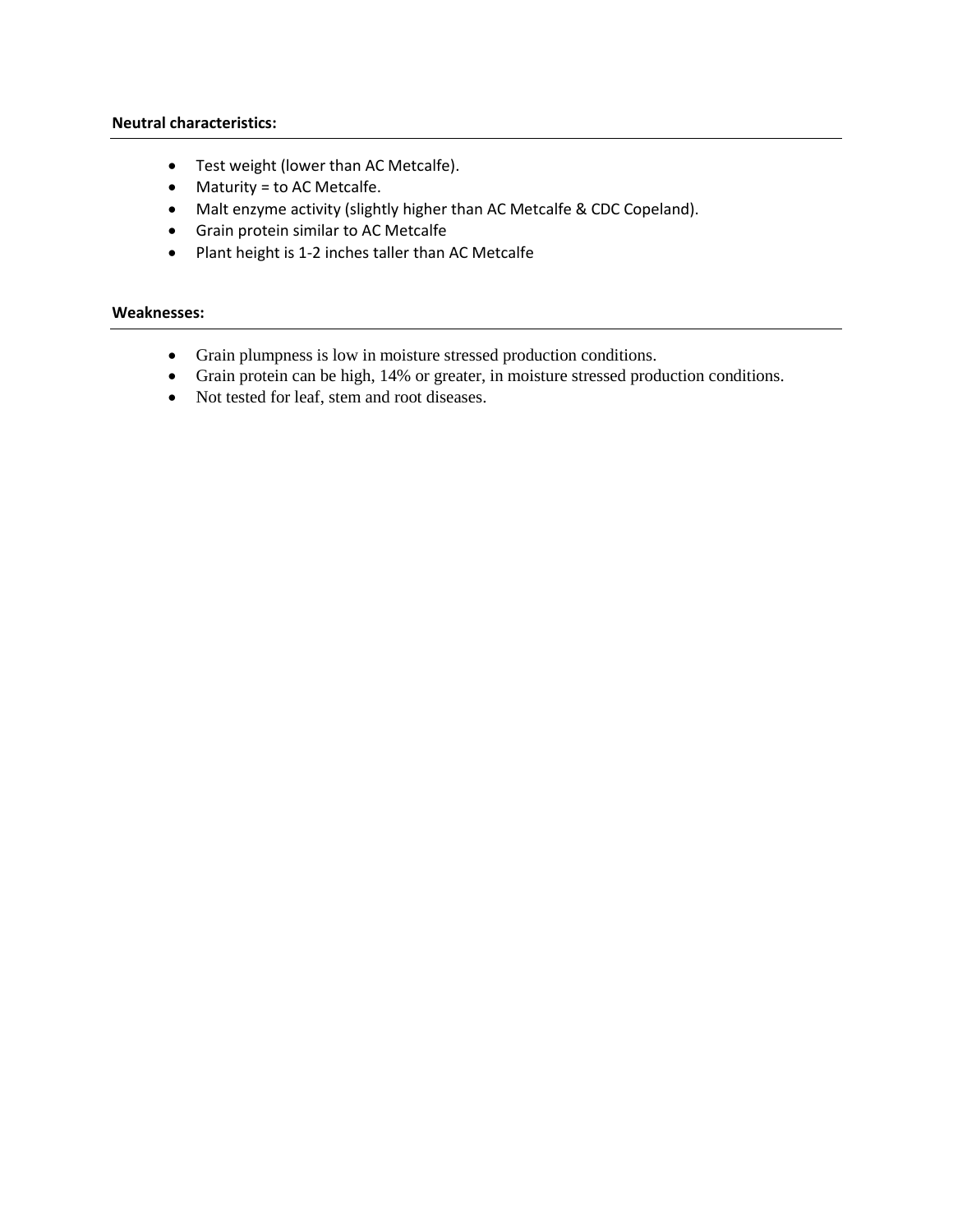**Neutral characteristics:**

- Test weight (lower than AC Metcalfe).
- Maturity = to AC Metcalfe.
- Malt enzyme activity (slightly higher than AC Metcalfe & CDC Copeland).
- Grain protein similar to AC Metcalfe
- Plant height is 1-2 inches taller than AC Metcalfe

**Weaknesses:**

- Grain plumpness is low in moisture stressed production conditions.
- Grain protein can be high, 14% or greater, in moisture stressed production conditions.
- Not tested for leaf, stem and root diseases.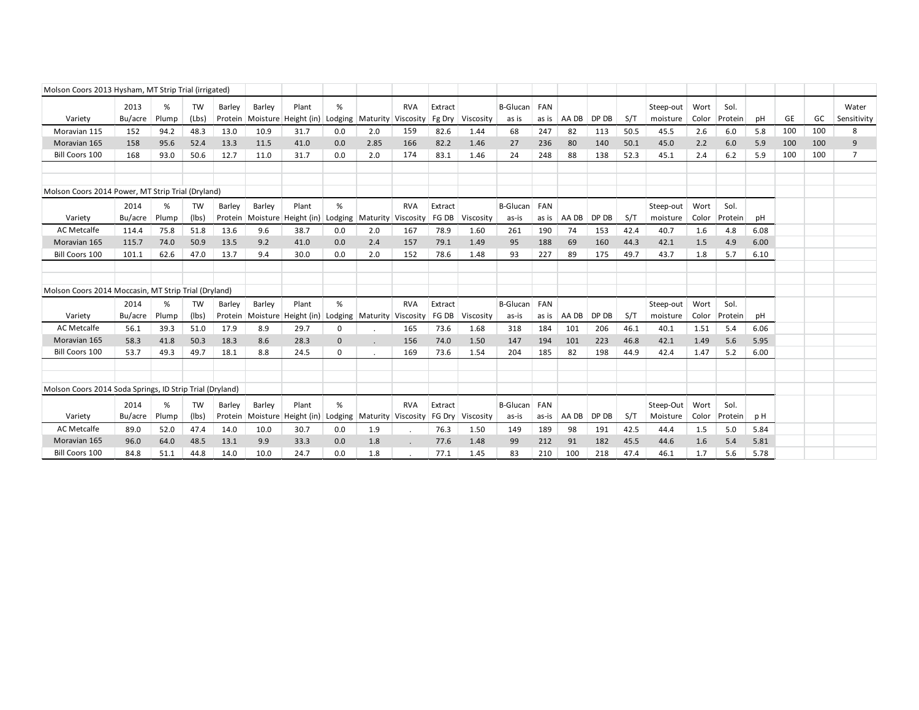Molson Coors 2013 Hysham, MT Strip Trial (irrigated)

| Variety | 2013 Bu/acre | % Plump | TW (Lbs) | Barley Protein | Barley Moisture | Plant Height (in) | % Lodging | Maturity | RVA Viscosity | Extract Fg Dry | Viscosity | B-Glucan as is | FAN as is | AA DB | DP DB | S/T | Steep-out moisture | Wort Color | Sol. Protein | pH | GE | GC | Water Sensitivity |
|---|---|---|---|---|---|---|---|---|---|---|---|---|---|---|---|---|---|---|---|---|---|---|---|
| Moravian 115 | 152 | 94.2 | 48.3 | 13.0 | 10.9 | 31.7 | 0.0 | 2.0 | 159 | 82.6 | 1.44 | 68 | 247 | 82 | 113 | 50.5 | 45.5 | 2.6 | 6.0 | 5.8 | 100 | 100 | 8 |
| Moravian 165 | 158 | 95.6 | 52.4 | 13.3 | 11.5 | 41.0 | 0.0 | 2.85 | 166 | 82.2 | 1.46 | 27 | 236 | 80 | 140 | 50.1 | 45.0 | 2.2 | 6.0 | 5.9 | 100 | 100 | 9 |
| Bill Coors 100 | 168 | 93.0 | 50.6 | 12.7 | 11.0 | 31.7 | 0.0 | 2.0 | 174 | 83.1 | 1.46 | 24 | 248 | 88 | 138 | 52.3 | 45.1 | 2.4 | 6.2 | 5.9 | 100 | 100 | 7 |

Molson Coors 2014 Power, MT Strip Trial (Dryland)

| Variety | 2014 Bu/acre | % Plump | TW (lbs) | Barley Protein | Barley Moisture | Plant Height (in) | % Lodging | Maturity | RVA Viscosity | Extract FG DB | Viscosity | B-Glucan as-is | FAN as is | AA DB | DP DB | S/T | Steep-out moisture | Wort Color | Sol. Protein | pH |
|---|---|---|---|---|---|---|---|---|---|---|---|---|---|---|---|---|---|---|---|---|
| AC Metcalfe | 114.4 | 75.8 | 51.8 | 13.6 | 9.6 | 38.7 | 0.0 | 2.0 | 167 | 78.9 | 1.60 | 261 | 190 | 74 | 153 | 42.4 | 40.7 | 1.6 | 4.8 | 6.08 |
| Moravian 165 | 115.7 | 74.0 | 50.9 | 13.5 | 9.2 | 41.0 | 0.0 | 2.4 | 157 | 79.1 | 1.49 | 95 | 188 | 69 | 160 | 44.3 | 42.1 | 1.5 | 4.9 | 6.00 |
| Bill Coors 100 | 101.1 | 62.6 | 47.0 | 13.7 | 9.4 | 30.0 | 0.0 | 2.0 | 152 | 78.6 | 1.48 | 93 | 227 | 89 | 175 | 49.7 | 43.7 | 1.8 | 5.7 | 6.10 |

Molson Coors 2014 Moccasin, MT Strip Trial (Dryland)

| Variety | 2014 Bu/acre | % Plump | TW (lbs) | Barley Protein | Barley Moisture | Plant Height (in) | % Lodging | Maturity | RVA Viscosity | Extract FG DB | Viscosity | B-Glucan as-is | FAN as is | AA DB | DP DB | S/T | Steep-out moisture | Wort Color | Sol. Protein | pH |
|---|---|---|---|---|---|---|---|---|---|---|---|---|---|---|---|---|---|---|---|---|
| AC Metcalfe | 56.1 | 39.3 | 51.0 | 17.9 | 8.9 | 29.7 | 0 | . | 165 | 73.6 | 1.68 | 318 | 184 | 101 | 206 | 46.1 | 40.1 | 1.51 | 5.4 | 6.06 |
| Moravian 165 | 58.3 | 41.8 | 50.3 | 18.3 | 8.6 | 28.3 | 0 | . | 156 | 74.0 | 1.50 | 147 | 194 | 101 | 223 | 46.8 | 42.1 | 1.49 | 5.6 | 5.95 |
| Bill Coors 100 | 53.7 | 49.3 | 49.7 | 18.1 | 8.8 | 24.5 | 0 | . | 169 | 73.6 | 1.54 | 204 | 185 | 82 | 198 | 44.9 | 42.4 | 1.47 | 5.2 | 6.00 |

Molson Coors 2014 Soda Springs, ID Strip Trial (Dryland)

| Variety | 2014 Bu/acre | % Plump | TW (lbs) | Barley Protein | Barley Moisture | Plant Height (in) | % Lodging | Maturity | RVA Viscosity | Extract FG Dry | Viscosity | B-Glucan as-is | FAN as-is | AA DB | DP DB | S/T | Steep-Out Moisture | Wort Color | Sol. Protein | p H |
|---|---|---|---|---|---|---|---|---|---|---|---|---|---|---|---|---|---|---|---|---|
| AC Metcalfe | 89.0 | 52.0 | 47.4 | 14.0 | 10.0 | 30.7 | 0.0 | 1.9 | . | 76.3 | 1.50 | 149 | 189 | 98 | 191 | 42.5 | 44.4 | 1.5 | 5.0 | 5.84 |
| Moravian 165 | 96.0 | 64.0 | 48.5 | 13.1 | 9.9 | 33.3 | 0.0 | 1.8 | . | 77.6 | 1.48 | 99 | 212 | 91 | 182 | 45.5 | 44.6 | 1.6 | 5.4 | 5.81 |
| Bill Coors 100 | 84.8 | 51.1 | 44.8 | 14.0 | 10.0 | 24.7 | 0.0 | 1.8 | . | 77.1 | 1.45 | 83 | 210 | 100 | 218 | 47.4 | 46.1 | 1.7 | 5.6 | 5.78 |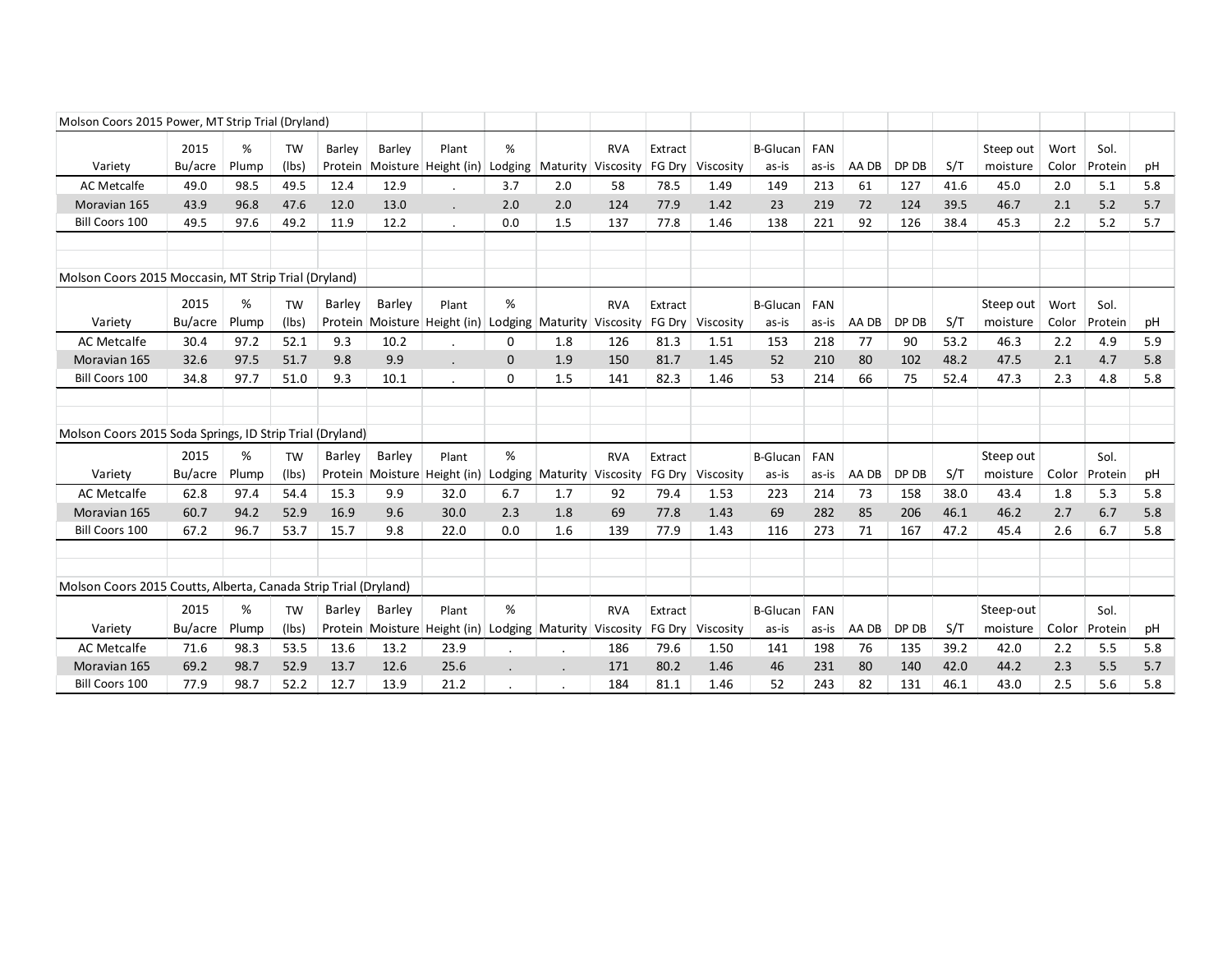Molson Coors 2015 Power, MT Strip Trial (Dryland)

| Variety | 2015 Bu/acre | % Plump | TW (lbs) | Barley Protein | Barley Moisture | Plant Height (in) | % Lodging | Maturity | RVA Viscosity | Extract FG Dry | Viscosity | B-Glucan as-is | FAN as-is | AA DB | DP DB | S/T | Steep out moisture | Wort Color | Sol. Protein | pH |
|---|---|---|---|---|---|---|---|---|---|---|---|---|---|---|---|---|---|---|---|---|
| AC Metcalfe | 49.0 | 98.5 | 49.5 | 12.4 | 12.9 | . | 3.7 | 2.0 | 58 | 78.5 | 1.49 | 149 | 213 | 61 | 127 | 41.6 | 45.0 | 2.0 | 5.1 | 5.8 |
| Moravian 165 | 43.9 | 96.8 | 47.6 | 12.0 | 13.0 | . | 2.0 | 2.0 | 124 | 77.9 | 1.42 | 23 | 219 | 72 | 124 | 39.5 | 46.7 | 2.1 | 5.2 | 5.7 |
| Bill Coors 100 | 49.5 | 97.6 | 49.2 | 11.9 | 12.2 | . | 0.0 | 1.5 | 137 | 77.8 | 1.46 | 138 | 221 | 92 | 126 | 38.4 | 45.3 | 2.2 | 5.2 | 5.7 |

Molson Coors 2015 Moccasin, MT Strip Trial (Dryland)

| Variety | 2015 Bu/acre | % Plump | TW (lbs) | Barley Protein | Barley Moisture | Plant Height (in) | % Lodging | Maturity | RVA Viscosity | Extract FG Dry | Viscosity | B-Glucan as-is | FAN as-is | AA DB | DP DB | S/T | Steep out moisture | Wort Color | Sol. Protein | pH |
|---|---|---|---|---|---|---|---|---|---|---|---|---|---|---|---|---|---|---|---|---|
| AC Metcalfe | 30.4 | 97.2 | 52.1 | 9.3 | 10.2 | . | 0 | 1.8 | 126 | 81.3 | 1.51 | 153 | 218 | 77 | 90 | 53.2 | 46.3 | 2.2 | 4.9 | 5.9 |
| Moravian 165 | 32.6 | 97.5 | 51.7 | 9.8 | 9.9 | . | 0 | 1.9 | 150 | 81.7 | 1.45 | 52 | 210 | 80 | 102 | 48.2 | 47.5 | 2.1 | 4.7 | 5.8 |
| Bill Coors 100 | 34.8 | 97.7 | 51.0 | 9.3 | 10.1 | . | 0 | 1.5 | 141 | 82.3 | 1.46 | 53 | 214 | 66 | 75 | 52.4 | 47.3 | 2.3 | 4.8 | 5.8 |

Molson Coors 2015 Soda Springs, ID Strip Trial (Dryland)

| Variety | 2015 Bu/acre | % Plump | TW (lbs) | Barley Protein | Barley Moisture | Plant Height (in) | % Lodging | Maturity | RVA Viscosity | Extract FG Dry | Viscosity | B-Glucan as-is | FAN as-is | AA DB | DP DB | S/T | Steep out moisture | Color | Sol. Protein | pH |
|---|---|---|---|---|---|---|---|---|---|---|---|---|---|---|---|---|---|---|---|---|
| AC Metcalfe | 62.8 | 97.4 | 54.4 | 15.3 | 9.9 | 32.0 | 6.7 | 1.7 | 92 | 79.4 | 1.53 | 223 | 214 | 73 | 158 | 38.0 | 43.4 | 1.8 | 5.3 | 5.8 |
| Moravian 165 | 60.7 | 94.2 | 52.9 | 16.9 | 9.6 | 30.0 | 2.3 | 1.8 | 69 | 77.8 | 1.43 | 69 | 282 | 85 | 206 | 46.1 | 46.2 | 2.7 | 6.7 | 5.8 |
| Bill Coors 100 | 67.2 | 96.7 | 53.7 | 15.7 | 9.8 | 22.0 | 0.0 | 1.6 | 139 | 77.9 | 1.43 | 116 | 273 | 71 | 167 | 47.2 | 45.4 | 2.6 | 6.7 | 5.8 |

Molson Coors 2015 Coutts, Alberta, Canada Strip Trial (Dryland)

| Variety | 2015 Bu/acre | % Plump | TW (lbs) | Barley Protein | Barley Moisture | Plant Height (in) | % Lodging | Maturity | RVA Viscosity | Extract FG Dry | Viscosity | B-Glucan as-is | FAN as-is | AA DB | DP DB | S/T | Steep-out moisture | Color | Sol. Protein | pH |
|---|---|---|---|---|---|---|---|---|---|---|---|---|---|---|---|---|---|---|---|---|
| AC Metcalfe | 71.6 | 98.3 | 53.5 | 13.6 | 13.2 | 23.9 | . | . | 186 | 79.6 | 1.50 | 141 | 198 | 76 | 135 | 39.2 | 42.0 | 2.2 | 5.5 | 5.8 |
| Moravian 165 | 69.2 | 98.7 | 52.9 | 13.7 | 12.6 | 25.6 | . | . | 171 | 80.2 | 1.46 | 46 | 231 | 80 | 140 | 42.0 | 44.2 | 2.3 | 5.5 | 5.7 |
| Bill Coors 100 | 77.9 | 98.7 | 52.2 | 12.7 | 13.9 | 21.2 | . | . | 184 | 81.1 | 1.46 | 52 | 243 | 82 | 131 | 46.1 | 43.0 | 2.5 | 5.6 | 5.8 |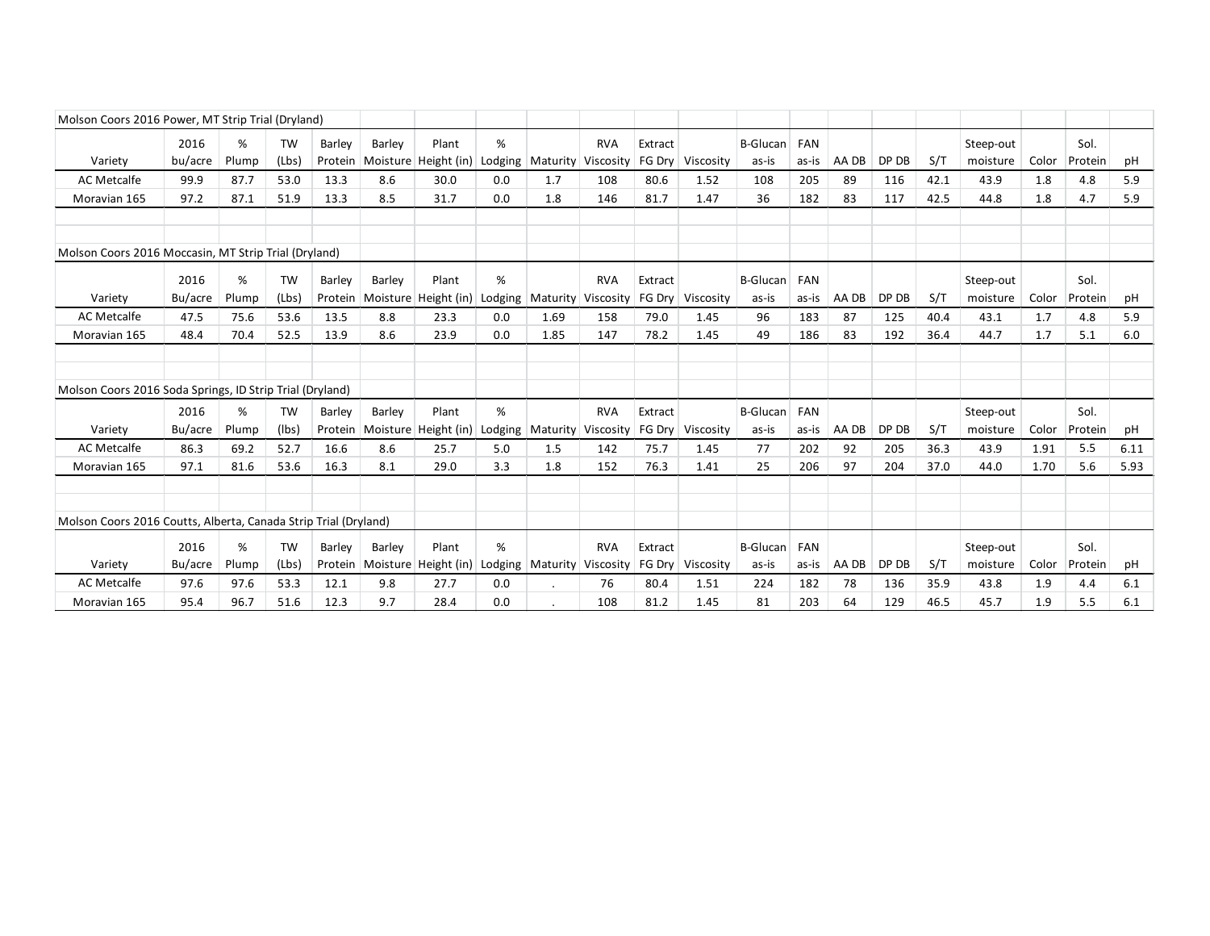Molson Coors 2016 Power, MT Strip Trial (Dryland)

| Variety | 2016 bu/acre | % Plump | TW (Lbs) | Barley Protein | Barley Moisture | Plant Height (in) | % Lodging | Maturity | RVA Viscosity | Extract FG Dry | Viscosity | B-Glucan as-is | FAN as-is | AA DB | DP DB | S/T | Steep-out moisture | Color | Sol. Protein | pH |
|---|---|---|---|---|---|---|---|---|---|---|---|---|---|---|---|---|---|---|---|---|
| AC Metcalfe | 99.9 | 87.7 | 53.0 | 13.3 | 8.6 | 30.0 | 0.0 | 1.7 | 108 | 80.6 | 1.52 | 108 | 205 | 89 | 116 | 42.1 | 43.9 | 1.8 | 4.8 | 5.9 |
| Moravian 165 | 97.2 | 87.1 | 51.9 | 13.3 | 8.5 | 31.7 | 0.0 | 1.8 | 146 | 81.7 | 1.47 | 36 | 182 | 83 | 117 | 42.5 | 44.8 | 1.8 | 4.7 | 5.9 |

Molson Coors 2016 Moccasin, MT Strip Trial (Dryland)

| Variety | 2016 Bu/acre | % Plump | TW (Lbs) | Barley Protein | Barley Moisture | Plant Height (in) | % Lodging | Maturity | RVA Viscosity | Extract FG Dry | Viscosity | B-Glucan as-is | FAN as-is | AA DB | DP DB | S/T | Steep-out moisture | Color | Sol. Protein | pH |
|---|---|---|---|---|---|---|---|---|---|---|---|---|---|---|---|---|---|---|---|---|
| AC Metcalfe | 47.5 | 75.6 | 53.6 | 13.5 | 8.8 | 23.3 | 0.0 | 1.69 | 158 | 79.0 | 1.45 | 96 | 183 | 87 | 125 | 40.4 | 43.1 | 1.7 | 4.8 | 5.9 |
| Moravian 165 | 48.4 | 70.4 | 52.5 | 13.9 | 8.6 | 23.9 | 0.0 | 1.85 | 147 | 78.2 | 1.45 | 49 | 186 | 83 | 192 | 36.4 | 44.7 | 1.7 | 5.1 | 6.0 |

Molson Coors 2016 Soda Springs, ID Strip Trial (Dryland)

| Variety | 2016 Bu/acre | % Plump | TW (lbs) | Barley Protein | Barley Moisture | Plant Height (in) | % Lodging | Maturity | RVA Viscosity | Extract FG Dry | Viscosity | B-Glucan as-is | FAN as-is | AA DB | DP DB | S/T | Steep-out moisture | Color | Sol. Protein | pH |
|---|---|---|---|---|---|---|---|---|---|---|---|---|---|---|---|---|---|---|---|---|
| AC Metcalfe | 86.3 | 69.2 | 52.7 | 16.6 | 8.6 | 25.7 | 5.0 | 1.5 | 142 | 75.7 | 1.45 | 77 | 202 | 92 | 205 | 36.3 | 43.9 | 1.91 | 5.5 | 6.11 |
| Moravian 165 | 97.1 | 81.6 | 53.6 | 16.3 | 8.1 | 29.0 | 3.3 | 1.8 | 152 | 76.3 | 1.41 | 25 | 206 | 97 | 204 | 37.0 | 44.0 | 1.70 | 5.6 | 5.93 |

Molson Coors 2016 Coutts, Alberta, Canada Strip Trial (Dryland)

| Variety | 2016 Bu/acre | % Plump | TW (Lbs) | Barley Protein | Barley Moisture | Plant Height (in) | % Lodging | Maturity | RVA Viscosity | Extract FG Dry | Viscosity | B-Glucan as-is | FAN as-is | AA DB | DP DB | S/T | Steep-out moisture | Color | Sol. Protein | pH |
|---|---|---|---|---|---|---|---|---|---|---|---|---|---|---|---|---|---|---|---|---|
| AC Metcalfe | 97.6 | 97.6 | 53.3 | 12.1 | 9.8 | 27.7 | 0.0 | . | 76 | 80.4 | 1.51 | 224 | 182 | 78 | 136 | 35.9 | 43.8 | 1.9 | 4.4 | 6.1 |
| Moravian 165 | 95.4 | 96.7 | 51.6 | 12.3 | 9.7 | 28.4 | 0.0 | . | 108 | 81.2 | 1.45 | 81 | 203 | 64 | 129 | 46.5 | 45.7 | 1.9 | 5.5 | 6.1 |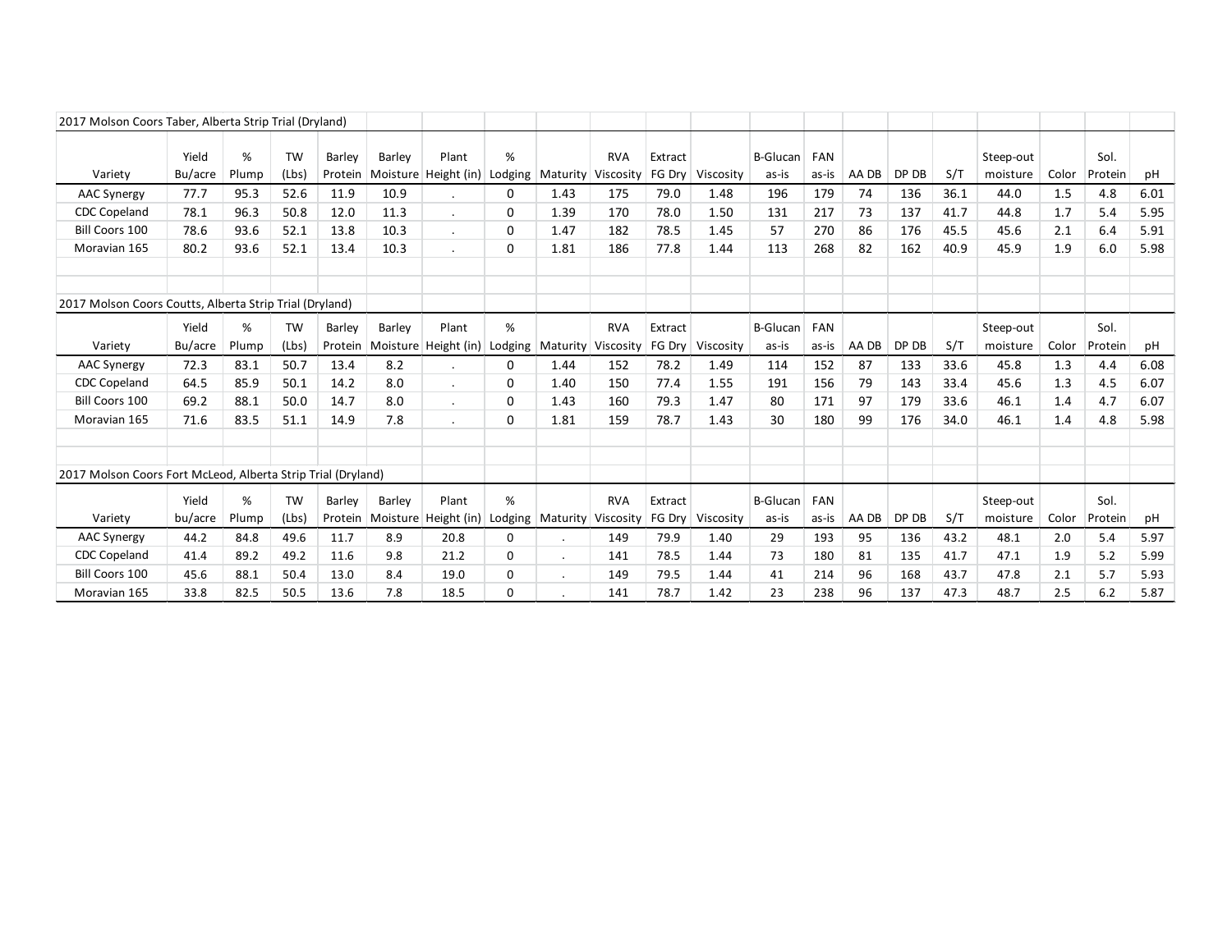2017 Molson Coors Taber, Alberta Strip Trial (Dryland)

| Variety | Yield Bu/acre | % Plump | TW (Lbs) | Barley Protein | Barley Moisture | Plant Height (in) | % Lodging | Maturity | RVA Viscosity | Extract FG Dry | Viscosity | B-Glucan as-is | FAN as-is | AA DB | DP DB | S/T | Steep-out moisture | Color | Sol. Protein | pH |
|---|---|---|---|---|---|---|---|---|---|---|---|---|---|---|---|---|---|---|---|---|
| AAC Synergy | 77.7 | 95.3 | 52.6 | 11.9 | 10.9 | . | 0 | 1.43 | 175 | 79.0 | 1.48 | 196 | 179 | 74 | 136 | 36.1 | 44.0 | 1.5 | 4.8 | 6.01 |
| CDC Copeland | 78.1 | 96.3 | 50.8 | 12.0 | 11.3 | . | 0 | 1.39 | 170 | 78.0 | 1.50 | 131 | 217 | 73 | 137 | 41.7 | 44.8 | 1.7 | 5.4 | 5.95 |
| Bill Coors 100 | 78.6 | 93.6 | 52.1 | 13.8 | 10.3 | . | 0 | 1.47 | 182 | 78.5 | 1.45 | 57 | 270 | 86 | 176 | 45.5 | 45.6 | 2.1 | 6.4 | 5.91 |
| Moravian 165 | 80.2 | 93.6 | 52.1 | 13.4 | 10.3 | . | 0 | 1.81 | 186 | 77.8 | 1.44 | 113 | 268 | 82 | 162 | 40.9 | 45.9 | 1.9 | 6.0 | 5.98 |

2017 Molson Coors Coutts, Alberta Strip Trial (Dryland)

| Variety | Yield Bu/acre | % Plump | TW (Lbs) | Barley Protein | Barley Moisture | Plant Height (in) | % Lodging | Maturity | RVA Viscosity | Extract FG Dry | Viscosity | B-Glucan as-is | FAN as-is | AA DB | DP DB | S/T | Steep-out moisture | Color | Sol. Protein | pH |
|---|---|---|---|---|---|---|---|---|---|---|---|---|---|---|---|---|---|---|---|---|
| AAC Synergy | 72.3 | 83.1 | 50.7 | 13.4 | 8.2 | . | 0 | 1.44 | 152 | 78.2 | 1.49 | 114 | 152 | 87 | 133 | 33.6 | 45.8 | 1.3 | 4.4 | 6.08 |
| CDC Copeland | 64.5 | 85.9 | 50.1 | 14.2 | 8.0 | . | 0 | 1.40 | 150 | 77.4 | 1.55 | 191 | 156 | 79 | 143 | 33.4 | 45.6 | 1.3 | 4.5 | 6.07 |
| Bill Coors 100 | 69.2 | 88.1 | 50.0 | 14.7 | 8.0 | . | 0 | 1.43 | 160 | 79.3 | 1.47 | 80 | 171 | 97 | 179 | 33.6 | 46.1 | 1.4 | 4.7 | 6.07 |
| Moravian 165 | 71.6 | 83.5 | 51.1 | 14.9 | 7.8 | . | 0 | 1.81 | 159 | 78.7 | 1.43 | 30 | 180 | 99 | 176 | 34.0 | 46.1 | 1.4 | 4.8 | 5.98 |

2017 Molson Coors Fort McLeod, Alberta Strip Trial (Dryland)

| Variety | Yield bu/acre | % Plump | TW (Lbs) | Barley Protein | Barley Moisture | Plant Height (in) | % Lodging | Maturity | RVA Viscosity | Extract FG Dry | Viscosity | B-Glucan as-is | FAN as-is | AA DB | DP DB | S/T | Steep-out moisture | Color | Sol. Protein | pH |
|---|---|---|---|---|---|---|---|---|---|---|---|---|---|---|---|---|---|---|---|---|
| AAC Synergy | 44.2 | 84.8 | 49.6 | 11.7 | 8.9 | 20.8 | 0 | . | 149 | 79.9 | 1.40 | 29 | 193 | 95 | 136 | 43.2 | 48.1 | 2.0 | 5.4 | 5.97 |
| CDC Copeland | 41.4 | 89.2 | 49.2 | 11.6 | 9.8 | 21.2 | 0 | . | 141 | 78.5 | 1.44 | 73 | 180 | 81 | 135 | 41.7 | 47.1 | 1.9 | 5.2 | 5.99 |
| Bill Coors 100 | 45.6 | 88.1 | 50.4 | 13.0 | 8.4 | 19.0 | 0 | . | 149 | 79.5 | 1.44 | 41 | 214 | 96 | 168 | 43.7 | 47.8 | 2.1 | 5.7 | 5.93 |
| Moravian 165 | 33.8 | 82.5 | 50.5 | 13.6 | 7.8 | 18.5 | 0 | . | 141 | 78.7 | 1.42 | 23 | 238 | 96 | 137 | 47.3 | 48.7 | 2.5 | 6.2 | 5.87 |